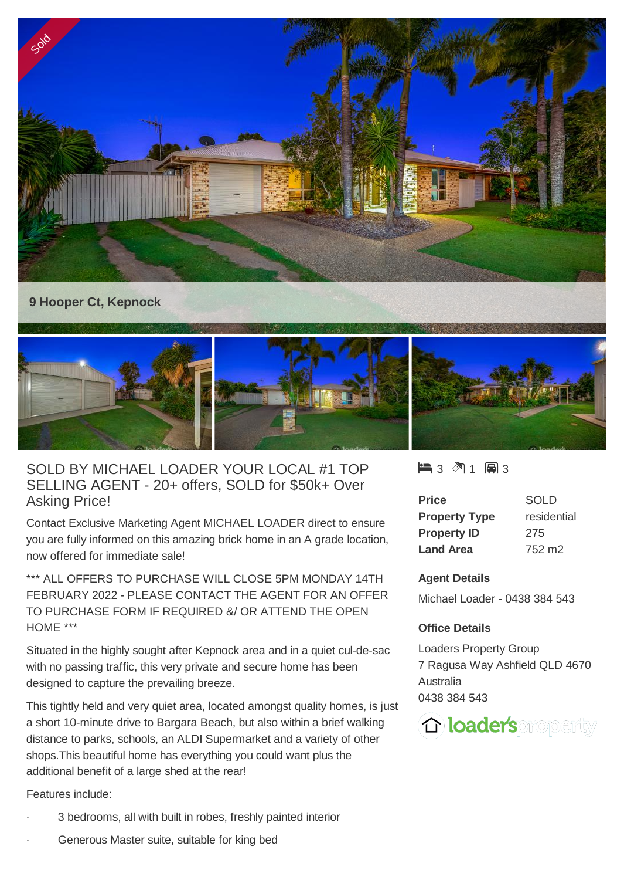Sold

# 9 Hooper Ct, Kepnock

## SOLD BY MICHAEL LOADER YOUR LOCAL #1 TOP SELLING AGENT - 20+ offers, SOLD for $50k+ Over Asking Price!

Contact Exclusive Marketing Agent MICHAEL LOADER direct to ensure you are fully informed on this amazing brick home in an A grade location, now offered for immediate sale!

*** ALL OFFERS TO PURCHASE WILL CLOSE 5PM MONDAY 14TH FEBRUARY 2022 - PLEASE CONTACT THE AGENT FOR AN OFFER TO PURCHASE FORM IF REQUIRED &/ OR ATTEND THE OPEN HOME ***

Situated in the highly sought after Kepnock area and in a quiet cul-de-sac with no passing traffic, this very private and secure home has been designed to capture the prevailing breeze.

This tightly held and very quiet area, located amongst quality homes, is just a short 10-minute drive to Bargara Beach, but also within a brief walking distance to parks, schools, an ALDI Supermarket and a variety of other shops.This beautiful home has everything you could want plus the additional benefit of a large shed at the rear!

Features include:

- 3 bedrooms, all with built in robes, freshly painted interior
- Generous Master suite, suitable for king bed

3 1 3

| | |
|---|---|
| **Price** | SOLD |
| **Property Type** | residential |
| **Property ID** | 275 |
| **Land Area** | 752 m2 |

**Agent Details**

Michael Loader - 0438 384 543

**Office Details**

Loaders Property Group
7 Ragusa Way Ashfield QLD 4670
Australia
0438 384 543

loader's property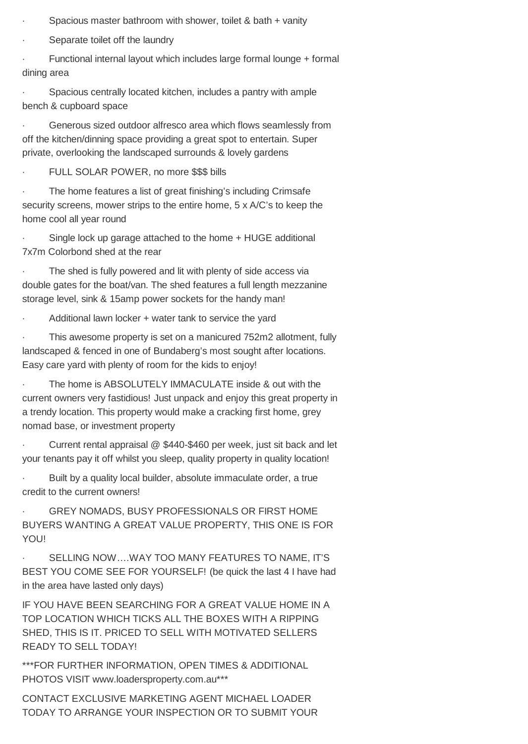- Spacious master bathroom with shower, toilet & bath + vanity
- Separate toilet off the laundry
- Functional internal layout which includes large formal lounge + formal dining area
- Spacious centrally located kitchen, includes a pantry with ample bench & cupboard space
- Generous sized outdoor alfresco area which flows seamlessly from off the kitchen/dinning space providing a great spot to entertain. Super private, overlooking the landscaped surrounds & lovely gardens
- FULL SOLAR POWER, no more $$$ bills
- The home features a list of great finishing's including Crimsafe security screens, mower strips to the entire home, 5 x A/C's to keep the home cool all year round
- Single lock up garage attached to the home + HUGE additional 7x7m Colorbond shed at the rear
- The shed is fully powered and lit with plenty of side access via double gates for the boat/van. The shed features a full length mezzanine storage level, sink & 15amp power sockets for the handy man!
- Additional lawn locker + water tank to service the yard
- This awesome property is set on a manicured 752m2 allotment, fully landscaped & fenced in one of Bundaberg's most sought after locations. Easy care yard with plenty of room for the kids to enjoy!
- The home is ABSOLUTELY IMMACULATE inside & out with the current owners very fastidious! Just unpack and enjoy this great property in a trendy location. This property would make a cracking first home, grey nomad base, or investment property
- Current rental appraisal @ $440-$460 per week, just sit back and let your tenants pay it off whilst you sleep, quality property in quality location!
- Built by a quality local builder, absolute immaculate order, a true credit to the current owners!
- GREY NOMADS, BUSY PROFESSIONALS OR FIRST HOME BUYERS WANTING A GREAT VALUE PROPERTY, THIS ONE IS FOR YOU!
- SELLING NOW….WAY TOO MANY FEATURES TO NAME, IT'S BEST YOU COME SEE FOR YOURSELF! (be quick the last 4 I have had in the area have lasted only days)

IF YOU HAVE BEEN SEARCHING FOR A GREAT VALUE HOME IN A TOP LOCATION WHICH TICKS ALL THE BOXES WITH A RIPPING SHED, THIS IS IT. PRICED TO SELL WITH MOTIVATED SELLERS READY TO SELL TODAY!

***FOR FURTHER INFORMATION, OPEN TIMES & ADDITIONAL PHOTOS VISIT www.loadersproperty.com.au***

CONTACT EXCLUSIVE MARKETING AGENT MICHAEL LOADER TODAY TO ARRANGE YOUR INSPECTION OR TO SUBMIT YOUR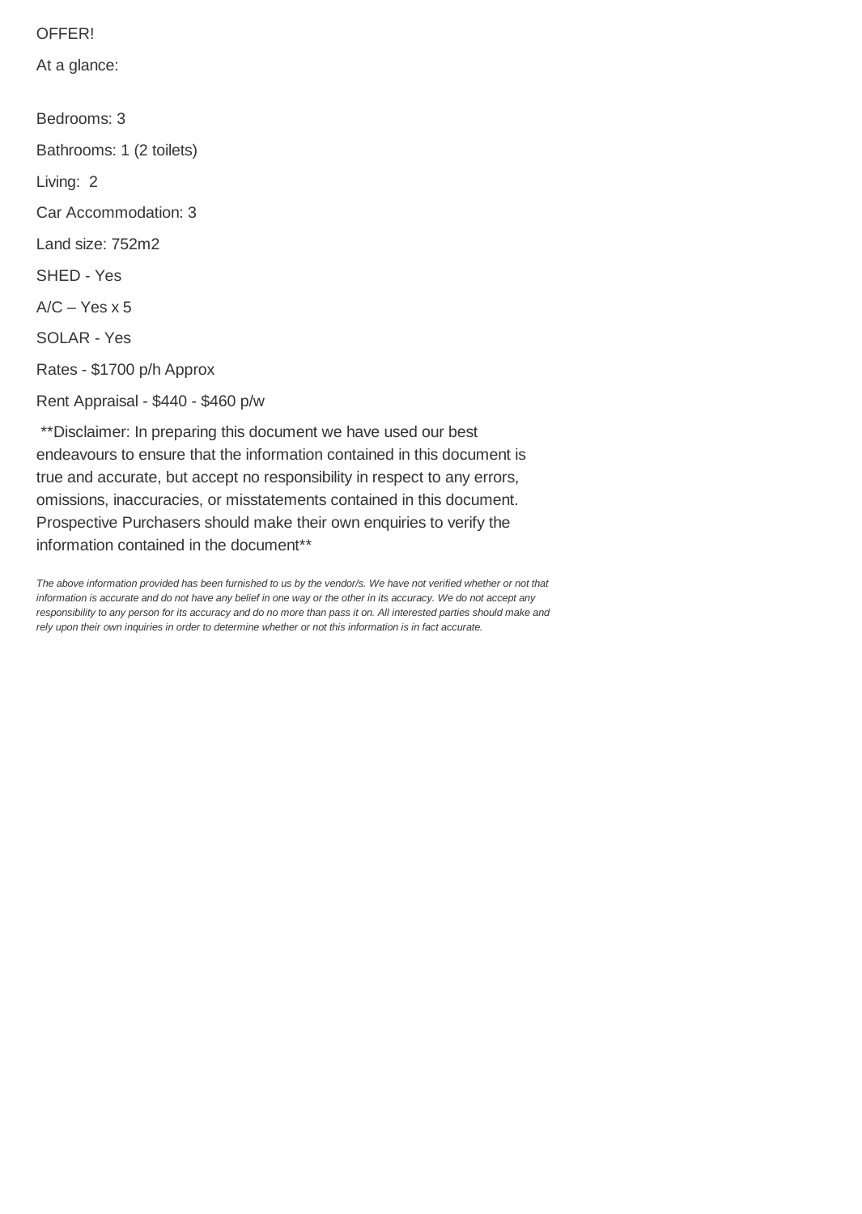OFFER!

At a glance:

Bedrooms: 3

Bathrooms: 1 (2 toilets)

Living: 2

Car Accommodation: 3

Land size: 752m2

SHED - Yes

A/C – Yes x 5

SOLAR - Yes

Rates - $1700 p/h Approx

Rent Appraisal - $440 - $460 p/w

**Disclaimer: In preparing this document we have used our best endeavours to ensure that the information contained in this document is true and accurate, but accept no responsibility in respect to any errors, omissions, inaccuracies, or misstatements contained in this document. Prospective Purchasers should make their own enquiries to verify the information contained in the document**

*The above information provided has been furnished to us by the vendor/s. We have not verified whether or not that information is accurate and do not have any belief in one way or the other in its accuracy. We do not accept any responsibility to any person for its accuracy and do no more than pass it on. All interested parties should make and rely upon their own inquiries in order to determine whether or not this information is in fact accurate.*